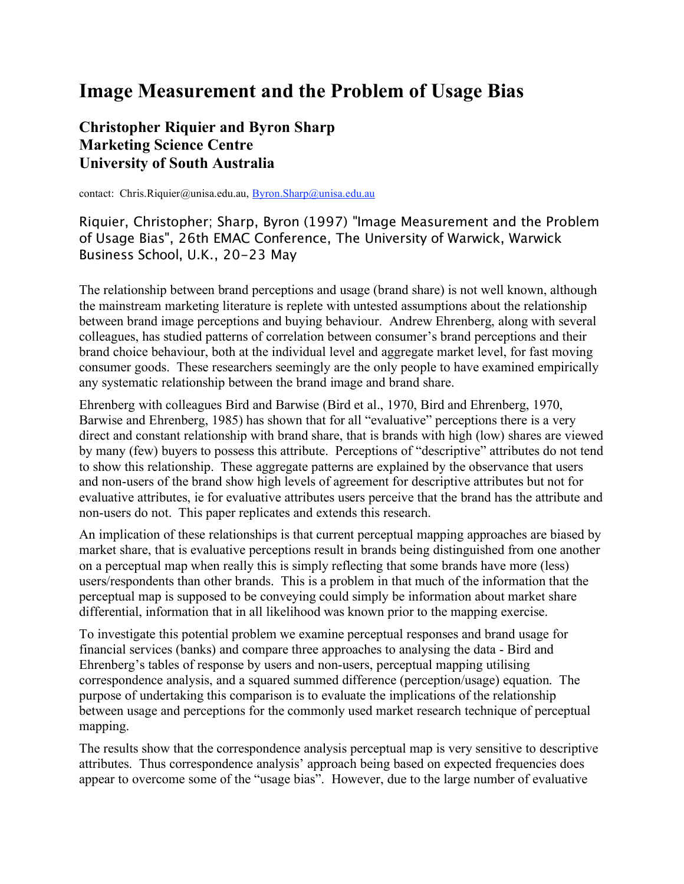# Image Measurement and the Problem of Usage Bias

## Christopher Riquier and Byron Sharp
## Marketing Science Centre
## University of South Australia

contact: Chris.Riquier@unisa.edu.au, Byron.Sharp@unisa.edu.au

Riquier, Christopher; Sharp, Byron (1997) "Image Measurement and the Problem of Usage Bias", 26th EMAC Conference, The University of Warwick, Warwick Business School, U.K., 20-23 May

The relationship between brand perceptions and usage (brand share) is not well known, although the mainstream marketing literature is replete with untested assumptions about the relationship between brand image perceptions and buying behaviour. Andrew Ehrenberg, along with several colleagues, has studied patterns of correlation between consumer's brand perceptions and their brand choice behaviour, both at the individual level and aggregate market level, for fast moving consumer goods. These researchers seemingly are the only people to have examined empirically any systematic relationship between the brand image and brand share.

Ehrenberg with colleagues Bird and Barwise (Bird et al., 1970, Bird and Ehrenberg, 1970, Barwise and Ehrenberg, 1985) has shown that for all "evaluative" perceptions there is a very direct and constant relationship with brand share, that is brands with high (low) shares are viewed by many (few) buyers to possess this attribute. Perceptions of "descriptive" attributes do not tend to show this relationship. These aggregate patterns are explained by the observance that users and non-users of the brand show high levels of agreement for descriptive attributes but not for evaluative attributes, ie for evaluative attributes users perceive that the brand has the attribute and non-users do not. This paper replicates and extends this research.

An implication of these relationships is that current perceptual mapping approaches are biased by market share, that is evaluative perceptions result in brands being distinguished from one another on a perceptual map when really this is simply reflecting that some brands have more (less) users/respondents than other brands. This is a problem in that much of the information that the perceptual map is supposed to be conveying could simply be information about market share differential, information that in all likelihood was known prior to the mapping exercise.

To investigate this potential problem we examine perceptual responses and brand usage for financial services (banks) and compare three approaches to analysing the data - Bird and Ehrenberg's tables of response by users and non-users, perceptual mapping utilising correspondence analysis, and a squared summed difference (perception/usage) equation. The purpose of undertaking this comparison is to evaluate the implications of the relationship between usage and perceptions for the commonly used market research technique of perceptual mapping.

The results show that the correspondence analysis perceptual map is very sensitive to descriptive attributes. Thus correspondence analysis' approach being based on expected frequencies does appear to overcome some of the "usage bias". However, due to the large number of evaluative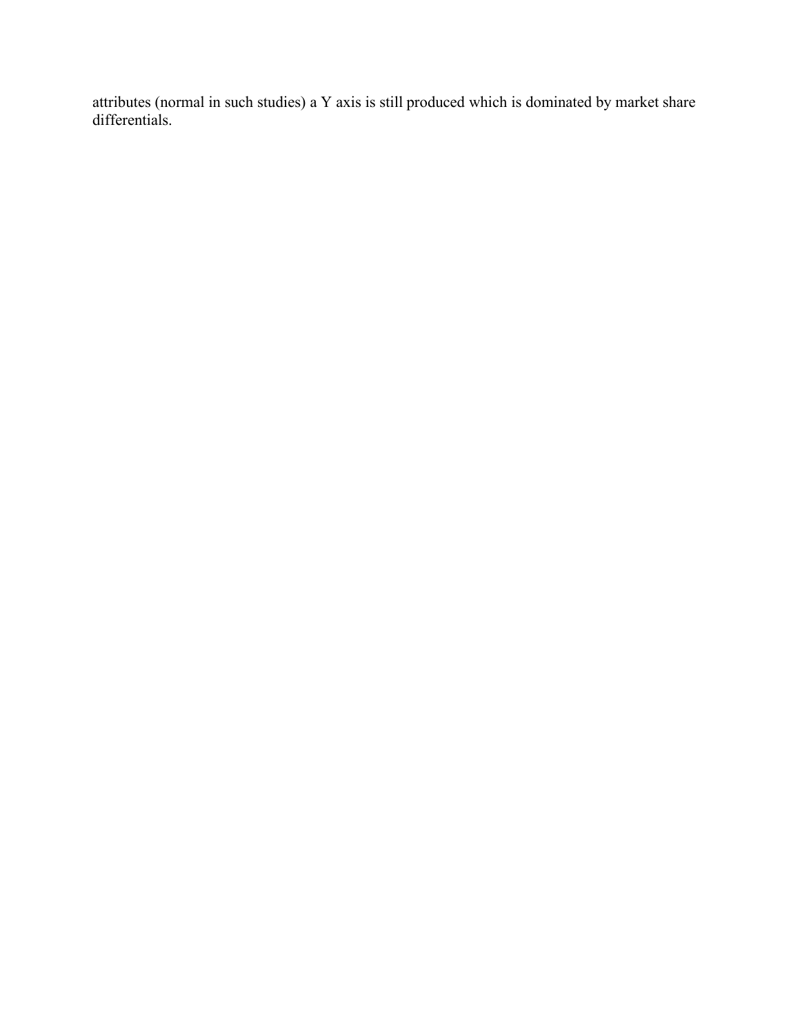attributes (normal in such studies) a Y axis is still produced which is dominated by market share differentials.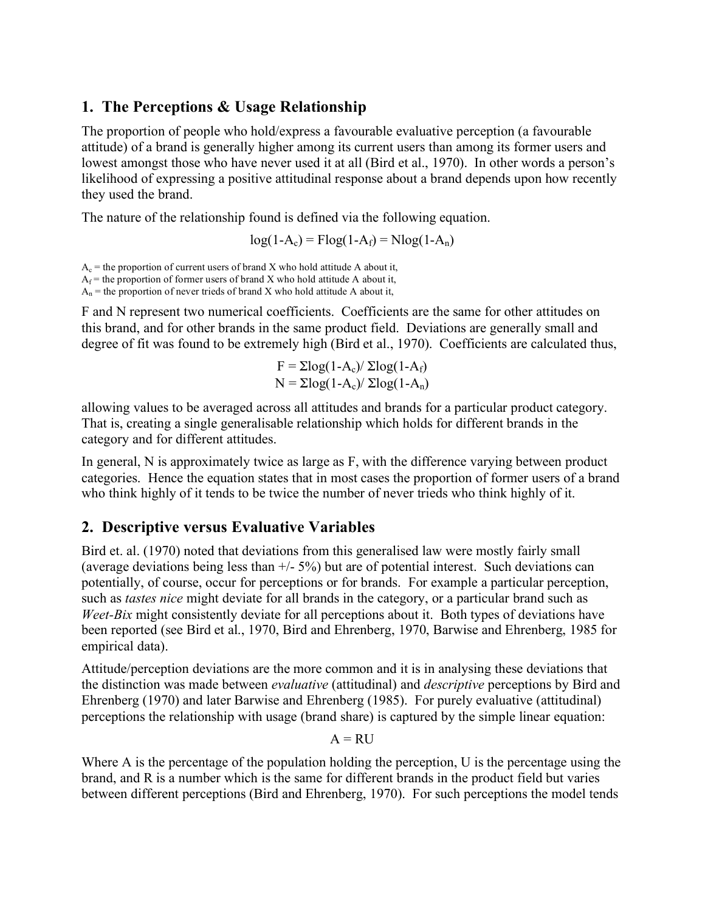## 1. The Perceptions & Usage Relationship

The proportion of people who hold/express a favourable evaluative perception (a favourable attitude) of a brand is generally higher among its current users than among its former users and lowest amongst those who have never used it at all (Bird et al., 1970). In other words a person's likelihood of expressing a positive attitudinal response about a brand depends upon how recently they used the brand.

The nature of the relationship found is defined via the following equation.

$$\log(1-A_c) = F\log(1-A_f) = N\log(1-A_n)$$

$A_c$ = the proportion of current users of brand X who hold attitude A about it,
$A_f$ = the proportion of former users of brand X who hold attitude A about it,
$A_n$ = the proportion of never trieds of brand X who hold attitude A about it,

F and N represent two numerical coefficients. Coefficients are the same for other attitudes on this brand, and for other brands in the same product field. Deviations are generally small and degree of fit was found to be extremely high (Bird et al., 1970). Coefficients are calculated thus,

$$F = \Sigma\log(1-A_c)/ \Sigma\log(1-A_f)$$
$$N = \Sigma\log(1-A_c)/ \Sigma\log(1-A_n)$$

allowing values to be averaged across all attitudes and brands for a particular product category. That is, creating a single generalisable relationship which holds for different brands in the category and for different attitudes.

In general, N is approximately twice as large as F, with the difference varying between product categories. Hence the equation states that in most cases the proportion of former users of a brand who think highly of it tends to be twice the number of never trieds who think highly of it.

## 2. Descriptive versus Evaluative Variables

Bird et. al. (1970) noted that deviations from this generalised law were mostly fairly small (average deviations being less than +/- 5%) but are of potential interest. Such deviations can potentially, of course, occur for perceptions or for brands. For example a particular perception, such as *tastes nice* might deviate for all brands in the category, or a particular brand such as *Weet-Bix* might consistently deviate for all perceptions about it. Both types of deviations have been reported (see Bird et al., 1970, Bird and Ehrenberg, 1970, Barwise and Ehrenberg, 1985 for empirical data).

Attitude/perception deviations are the more common and it is in analysing these deviations that the distinction was made between *evaluative* (attitudinal) and *descriptive* perceptions by Bird and Ehrenberg (1970) and later Barwise and Ehrenberg (1985). For purely evaluative (attitudinal) perceptions the relationship with usage (brand share) is captured by the simple linear equation:

$$A = RU$$

Where A is the percentage of the population holding the perception, U is the percentage using the brand, and R is a number which is the same for different brands in the product field but varies between different perceptions (Bird and Ehrenberg, 1970). For such perceptions the model tends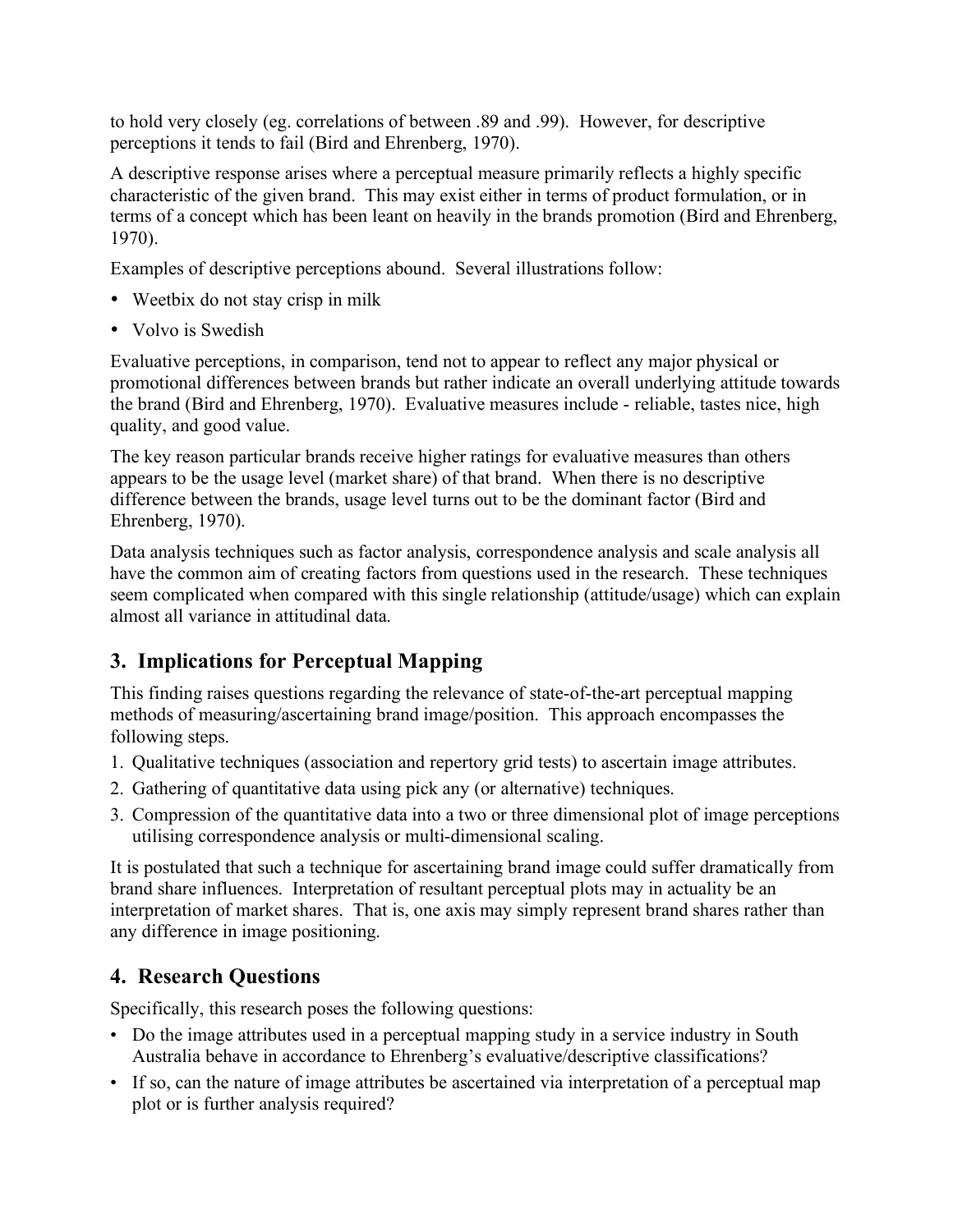to hold very closely (eg. correlations of between .89 and .99). However, for descriptive perceptions it tends to fail (Bird and Ehrenberg, 1970).

A descriptive response arises where a perceptual measure primarily reflects a highly specific characteristic of the given brand. This may exist either in terms of product formulation, or in terms of a concept which has been leant on heavily in the brands promotion (Bird and Ehrenberg, 1970).

Examples of descriptive perceptions abound. Several illustrations follow:

- Weetbix do not stay crisp in milk
- Volvo is Swedish

Evaluative perceptions, in comparison, tend not to appear to reflect any major physical or promotional differences between brands but rather indicate an overall underlying attitude towards the brand (Bird and Ehrenberg, 1970). Evaluative measures include - reliable, tastes nice, high quality, and good value.

The key reason particular brands receive higher ratings for evaluative measures than others appears to be the usage level (market share) of that brand. When there is no descriptive difference between the brands, usage level turns out to be the dominant factor (Bird and Ehrenberg, 1970).

Data analysis techniques such as factor analysis, correspondence analysis and scale analysis all have the common aim of creating factors from questions used in the research. These techniques seem complicated when compared with this single relationship (attitude/usage) which can explain almost all variance in attitudinal data.

## 3. Implications for Perceptual Mapping

This finding raises questions regarding the relevance of state-of-the-art perceptual mapping methods of measuring/ascertaining brand image/position. This approach encompasses the following steps.

1. Qualitative techniques (association and repertory grid tests) to ascertain image attributes.
2. Gathering of quantitative data using pick any (or alternative) techniques.
3. Compression of the quantitative data into a two or three dimensional plot of image perceptions utilising correspondence analysis or multi-dimensional scaling.

It is postulated that such a technique for ascertaining brand image could suffer dramatically from brand share influences. Interpretation of resultant perceptual plots may in actuality be an interpretation of market shares. That is, one axis may simply represent brand shares rather than any difference in image positioning.

## 4. Research Questions

Specifically, this research poses the following questions:

- Do the image attributes used in a perceptual mapping study in a service industry in South Australia behave in accordance to Ehrenberg's evaluative/descriptive classifications?
- If so, can the nature of image attributes be ascertained via interpretation of a perceptual map plot or is further analysis required?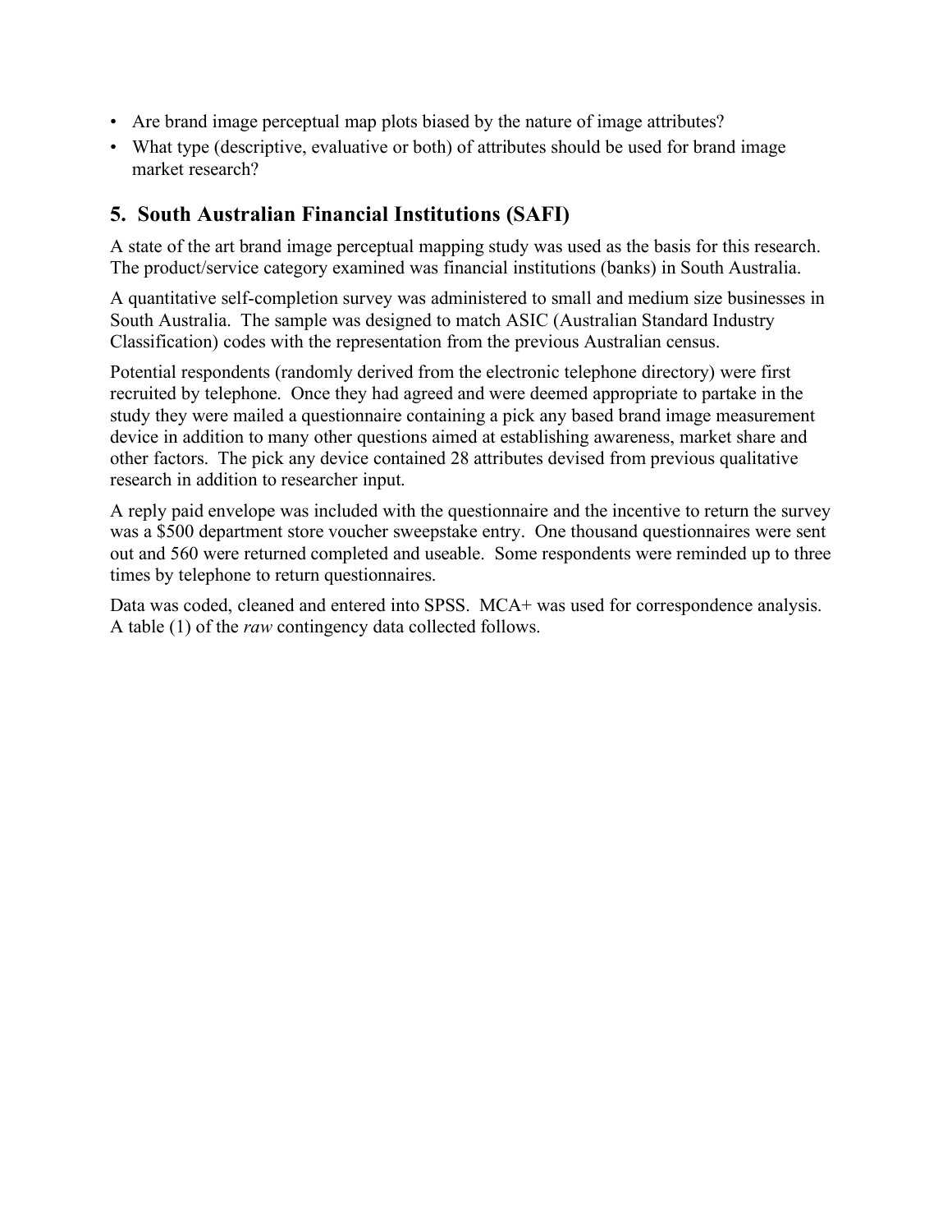- Are brand image perceptual map plots biased by the nature of image attributes?
- What type (descriptive, evaluative or both) of attributes should be used for brand image market research?

## 5. South Australian Financial Institutions (SAFI)

A state of the art brand image perceptual mapping study was used as the basis for this research. The product/service category examined was financial institutions (banks) in South Australia.

A quantitative self-completion survey was administered to small and medium size businesses in South Australia. The sample was designed to match ASIC (Australian Standard Industry Classification) codes with the representation from the previous Australian census.

Potential respondents (randomly derived from the electronic telephone directory) were first recruited by telephone. Once they had agreed and were deemed appropriate to partake in the study they were mailed a questionnaire containing a pick any based brand image measurement device in addition to many other questions aimed at establishing awareness, market share and other factors. The pick any device contained 28 attributes devised from previous qualitative research in addition to researcher input.

A reply paid envelope was included with the questionnaire and the incentive to return the survey was a $500 department store voucher sweepstake entry. One thousand questionnaires were sent out and 560 were returned completed and useable. Some respondents were reminded up to three times by telephone to return questionnaires.

Data was coded, cleaned and entered into SPSS. MCA+ was used for correspondence analysis. A table (1) of the *raw* contingency data collected follows.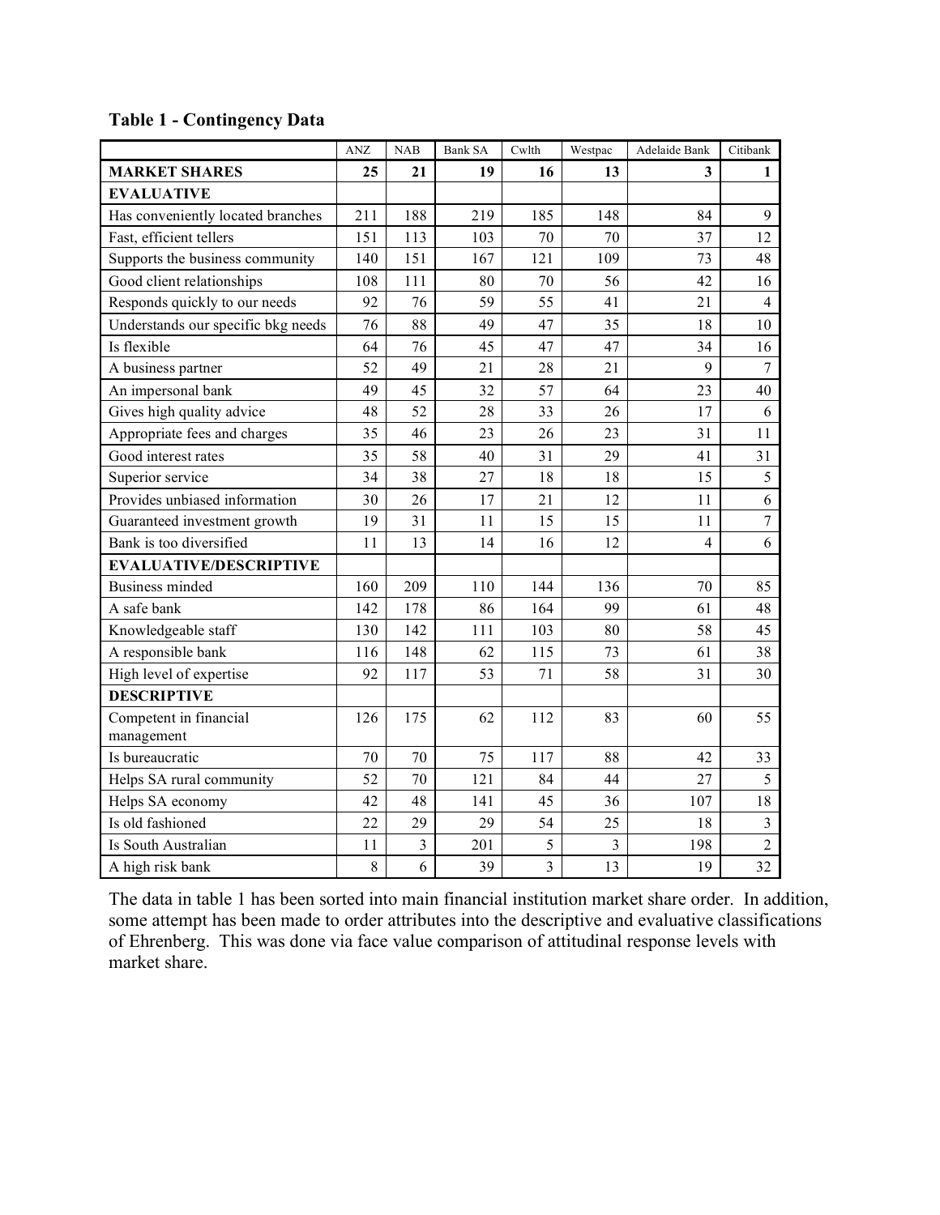**Table 1 - Contingency Data**

| | ANZ | NAB | Bank SA | Cwlth | Westpac | Adelaide Bank | Citibank |
|---|---|---|---|---|---|---|---|
| **MARKET SHARES** | **25** | **21** | **19** | **16** | **13** | **3** | **1** |
| **EVALUATIVE** | | | | | | | |
| Has conveniently located branches | 211 | 188 | 219 | 185 | 148 | 84 | 9 |
| Fast, efficient tellers | 151 | 113 | 103 | 70 | 70 | 37 | 12 |
| Supports the business community | 140 | 151 | 167 | 121 | 109 | 73 | 48 |
| Good client relationships | 108 | 111 | 80 | 70 | 56 | 42 | 16 |
| Responds quickly to our needs | 92 | 76 | 59 | 55 | 41 | 21 | 4 |
| Understands our specific bkg needs | 76 | 88 | 49 | 47 | 35 | 18 | 10 |
| Is flexible | 64 | 76 | 45 | 47 | 47 | 34 | 16 |
| A business partner | 52 | 49 | 21 | 28 | 21 | 9 | 7 |
| An impersonal bank | 49 | 45 | 32 | 57 | 64 | 23 | 40 |
| Gives high quality advice | 48 | 52 | 28 | 33 | 26 | 17 | 6 |
| Appropriate fees and charges | 35 | 46 | 23 | 26 | 23 | 31 | 11 |
| Good interest rates | 35 | 58 | 40 | 31 | 29 | 41 | 31 |
| Superior service | 34 | 38 | 27 | 18 | 18 | 15 | 5 |
| Provides unbiased information | 30 | 26 | 17 | 21 | 12 | 11 | 6 |
| Guaranteed investment growth | 19 | 31 | 11 | 15 | 15 | 11 | 7 |
| Bank is too diversified | 11 | 13 | 14 | 16 | 12 | 4 | 6 |
| **EVALUATIVE/DESCRIPTIVE** | | | | | | | |
| Business minded | 160 | 209 | 110 | 144 | 136 | 70 | 85 |
| A safe bank | 142 | 178 | 86 | 164 | 99 | 61 | 48 |
| Knowledgeable staff | 130 | 142 | 111 | 103 | 80 | 58 | 45 |
| A responsible bank | 116 | 148 | 62 | 115 | 73 | 61 | 38 |
| High level of expertise | 92 | 117 | 53 | 71 | 58 | 31 | 30 |
| **DESCRIPTIVE** | | | | | | | |
| Competent in financial management | 126 | 175 | 62 | 112 | 83 | 60 | 55 |
| Is bureaucratic | 70 | 70 | 75 | 117 | 88 | 42 | 33 |
| Helps SA rural community | 52 | 70 | 121 | 84 | 44 | 27 | 5 |
| Helps SA economy | 42 | 48 | 141 | 45 | 36 | 107 | 18 |
| Is old fashioned | 22 | 29 | 29 | 54 | 25 | 18 | 3 |
| Is South Australian | 11 | 3 | 201 | 5 | 3 | 198 | 2 |
| A high risk bank | 8 | 6 | 39 | 3 | 13 | 19 | 32 |

The data in table 1 has been sorted into main financial institution market share order. In addition, some attempt has been made to order attributes into the descriptive and evaluative classifications of Ehrenberg. This was done via face value comparison of attitudinal response levels with market share.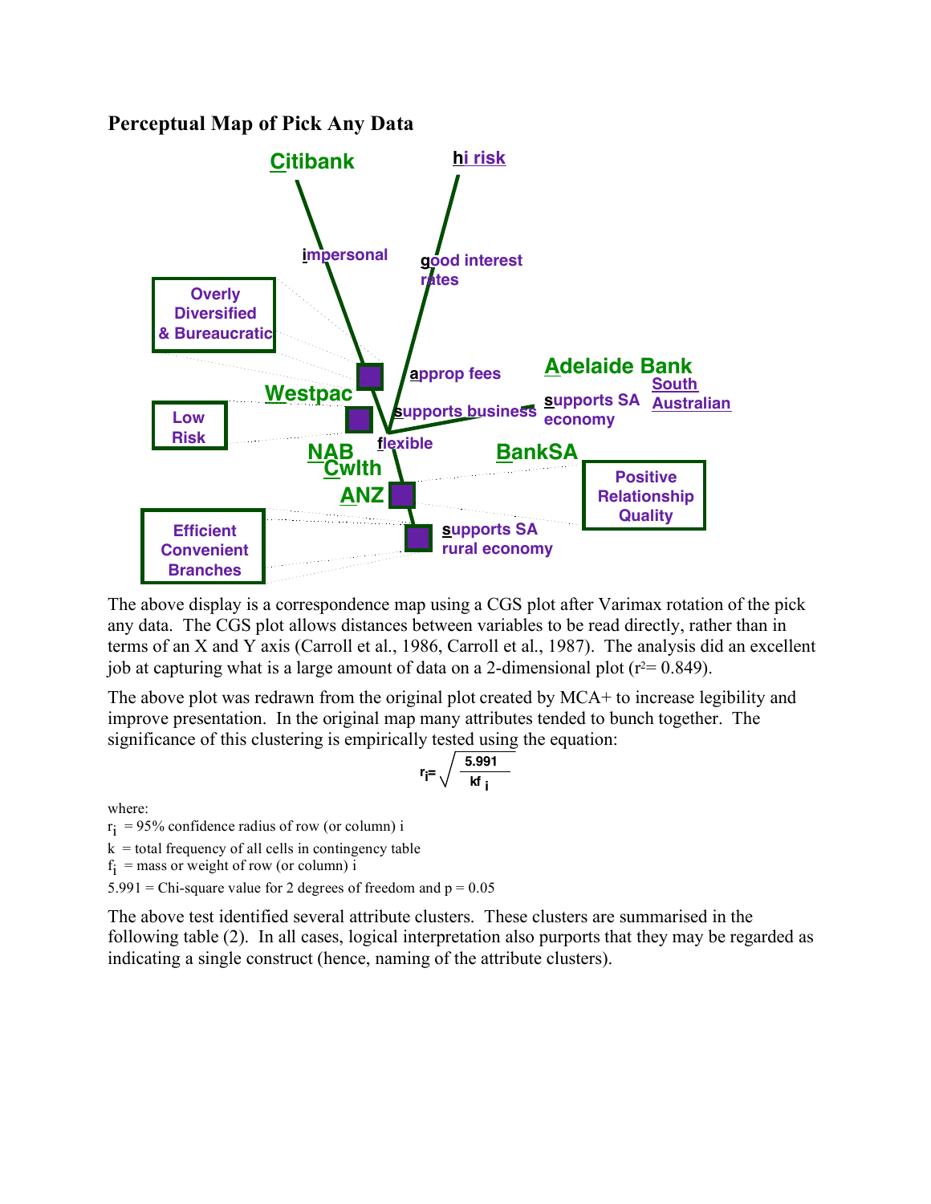## Perceptual Map of Pick Any Data

The above display is a correspondence map using a CGS plot after Varimax rotation of the pick any data. The CGS plot allows distances between variables to be read directly, rather than in terms of an X and Y axis (Carroll et al., 1986, Carroll et al., 1987). The analysis did an excellent job at capturing what is a large amount of data on a 2-dimensional plot ($r^2 = 0.849$).

The above plot was redrawn from the original plot created by MCA+ to increase legibility and improve presentation. In the original map many attributes tended to bunch together. The significance of this clustering is empirically tested using the equation:

$$r_i = \sqrt{\frac{5.991}{kf_i}}$$

where:

$r_i$ = 95% confidence radius of row (or column) i

k = total frequency of all cells in contingency table

$f_i$ = mass or weight of row (or column) i

5.991 = Chi-square value for 2 degrees of freedom and p = 0.05

The above test identified several attribute clusters. These clusters are summarised in the following table (2). In all cases, logical interpretation also purports that they may be regarded as indicating a single construct (hence, naming of the attribute clusters).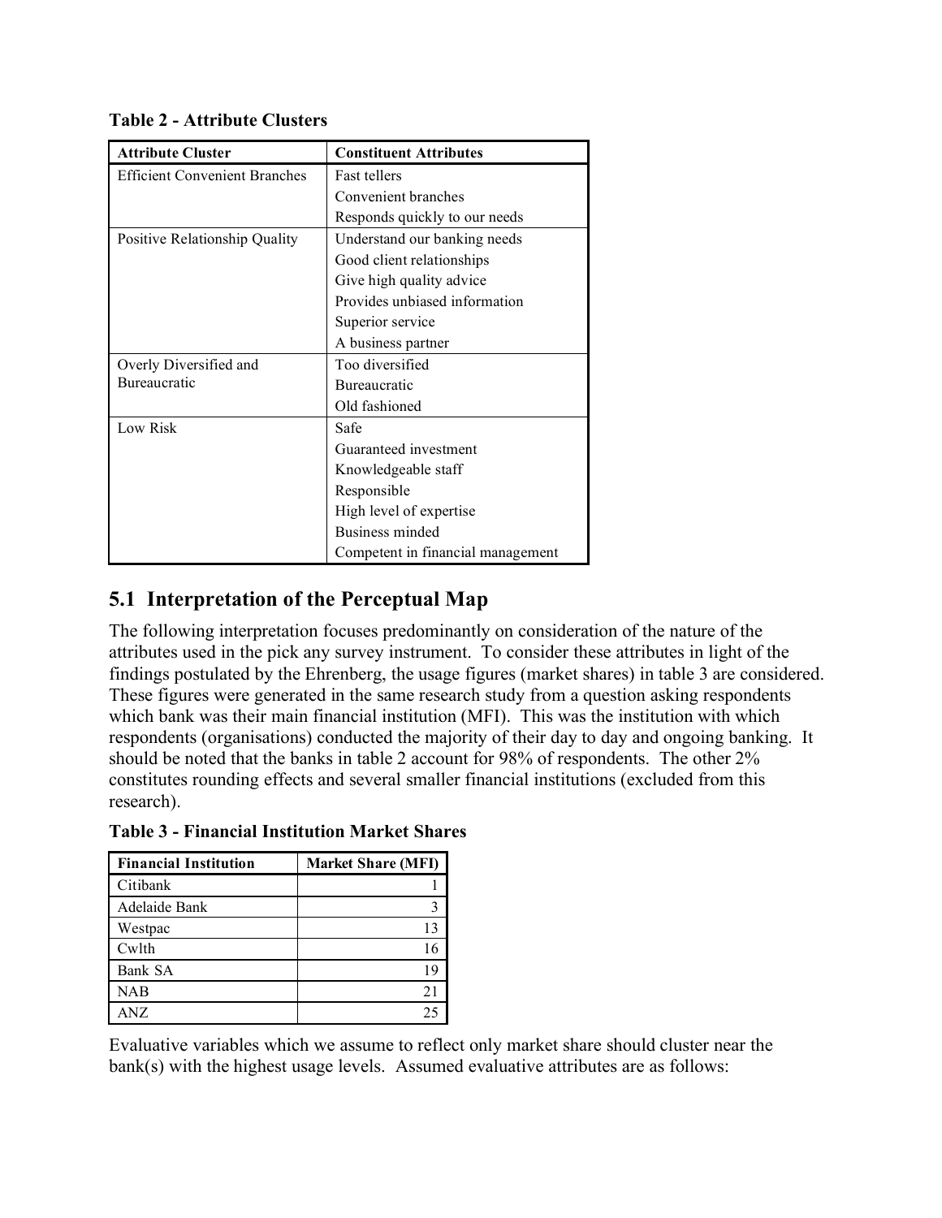**Table 2 - Attribute Clusters**

| Attribute Cluster | Constituent Attributes |
|---|---|
| Efficient Convenient Branches | Fast tellers |
| | Convenient branches |
| | Responds quickly to our needs |
| Positive Relationship Quality | Understand our banking needs |
| | Good client relationships |
| | Give high quality advice |
| | Provides unbiased information |
| | Superior service |
| | A business partner |
| Overly Diversified and Bureaucratic | Too diversified |
| | Bureaucratic |
| | Old fashioned |
| Low Risk | Safe |
| | Guaranteed investment |
| | Knowledgeable staff |
| | Responsible |
| | High level of expertise |
| | Business minded |
| | Competent in financial management |

## 5.1 Interpretation of the Perceptual Map

The following interpretation focuses predominantly on consideration of the nature of the attributes used in the pick any survey instrument. To consider these attributes in light of the findings postulated by the Ehrenberg, the usage figures (market shares) in table 3 are considered. These figures were generated in the same research study from a question asking respondents which bank was their main financial institution (MFI). This was the institution with which respondents (organisations) conducted the majority of their day to day and ongoing banking. It should be noted that the banks in table 2 account for 98% of respondents. The other 2% constitutes rounding effects and several smaller financial institutions (excluded from this research).

**Table 3 - Financial Institution Market Shares**

| Financial Institution | Market Share (MFI) |
|---|---:|
| Citibank | 1 |
| Adelaide Bank | 3 |
| Westpac | 13 |
| Cwlth | 16 |
| Bank SA | 19 |
| NAB | 21 |
| ANZ | 25 |

Evaluative variables which we assume to reflect only market share should cluster near the bank(s) with the highest usage levels. Assumed evaluative attributes are as follows: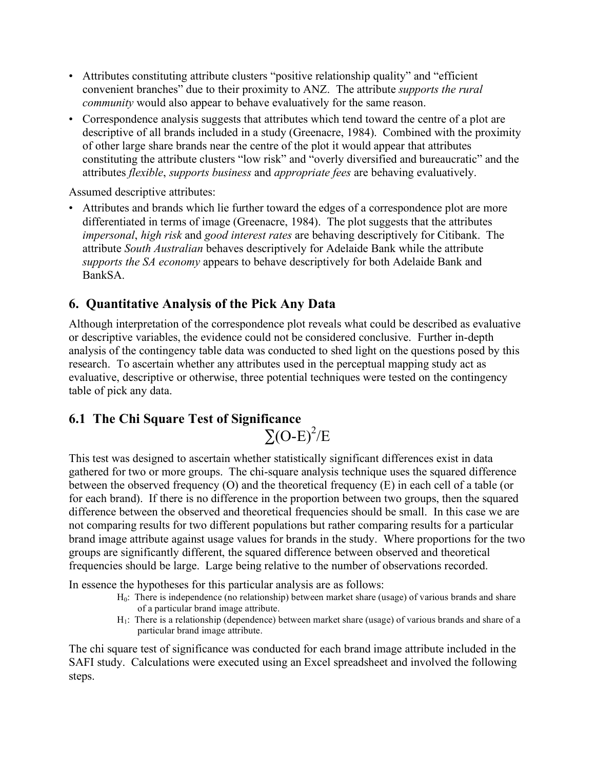- Attributes constituting attribute clusters “positive relationship quality” and “efficient convenient branches” due to their proximity to ANZ. The attribute *supports the rural community* would also appear to behave evaluatively for the same reason.
- Correspondence analysis suggests that attributes which tend toward the centre of a plot are descriptive of all brands included in a study (Greenacre, 1984). Combined with the proximity of other large share brands near the centre of the plot it would appear that attributes constituting the attribute clusters “low risk” and “overly diversified and bureaucratic” and the attributes *flexible*, *supports business* and *appropriate fees* are behaving evaluatively.

Assumed descriptive attributes:

- Attributes and brands which lie further toward the edges of a correspondence plot are more differentiated in terms of image (Greenacre, 1984). The plot suggests that the attributes *impersonal*, *high risk* and *good interest rates* are behaving descriptively for Citibank. The attribute *South Australian* behaves descriptively for Adelaide Bank while the attribute *supports the SA economy* appears to behave descriptively for both Adelaide Bank and BankSA.

## 6. Quantitative Analysis of the Pick Any Data

Although interpretation of the correspondence plot reveals what could be described as evaluative or descriptive variables, the evidence could not be considered conclusive. Further in-depth analysis of the contingency table data was conducted to shed light on the questions posed by this research. To ascertain whether any attributes used in the perceptual mapping study act as evaluative, descriptive or otherwise, three potential techniques were tested on the contingency table of pick any data.

### 6.1 The Chi Square Test of Significance

$$\sum(O-E)^2/E$$

This test was designed to ascertain whether statistically significant differences exist in data gathered for two or more groups. The chi-square analysis technique uses the squared difference between the observed frequency (O) and the theoretical frequency (E) in each cell of a table (or for each brand). If there is no difference in the proportion between two groups, then the squared difference between the observed and theoretical frequencies should be small. In this case we are not comparing results for two different populations but rather comparing results for a particular brand image attribute against usage values for brands in the study. Where proportions for the two groups are significantly different, the squared difference between observed and theoretical frequencies should be large. Large being relative to the number of observations recorded.

In essence the hypotheses for this particular analysis are as follows:

> $H_0$: There is independence (no relationship) between market share (usage) of various brands and share of a particular brand image attribute.
>
> $H_1$: There is a relationship (dependence) between market share (usage) of various brands and share of a particular brand image attribute.

The chi square test of significance was conducted for each brand image attribute included in the SAFI study. Calculations were executed using an Excel spreadsheet and involved the following steps.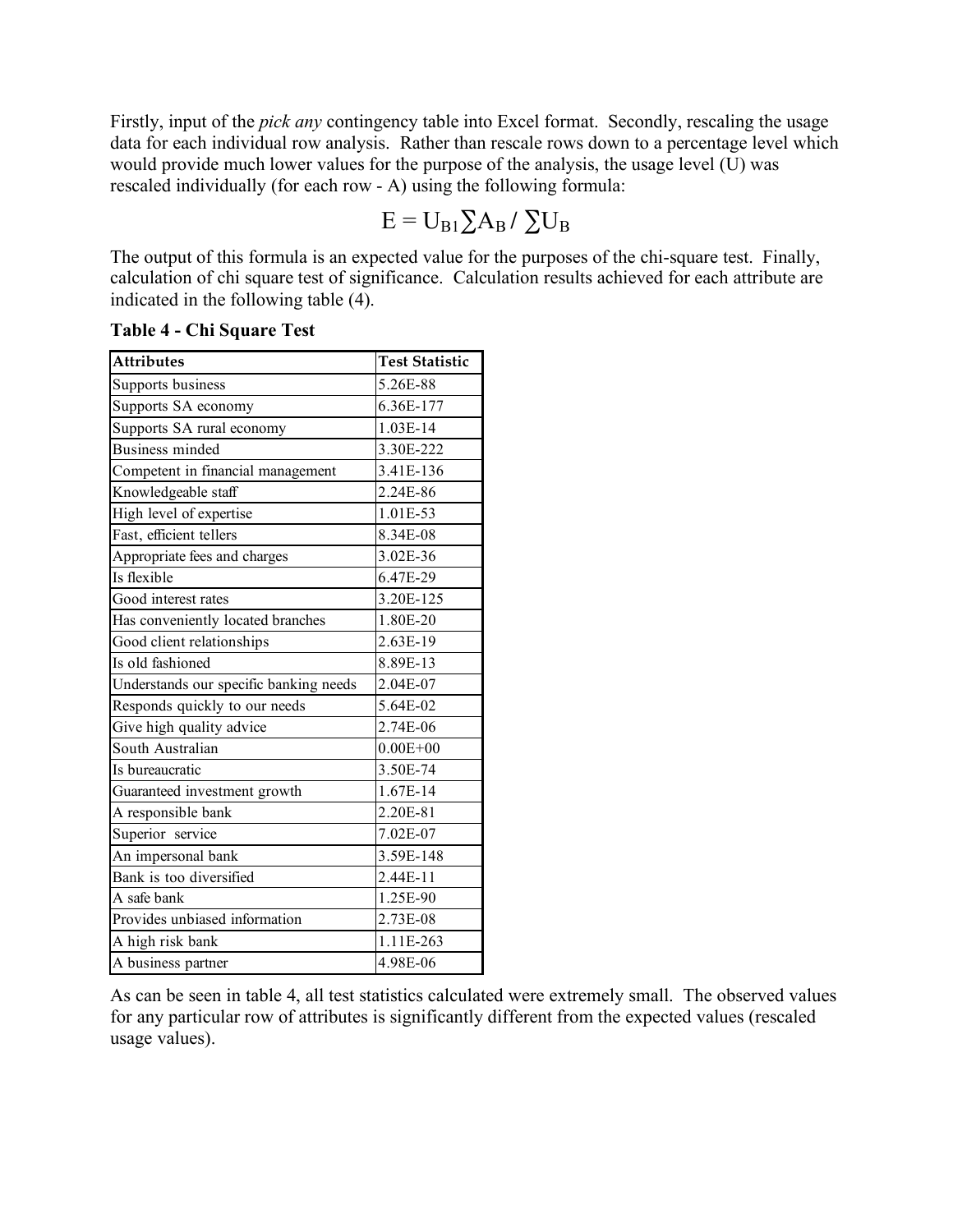Firstly, input of the *pick any* contingency table into Excel format. Secondly, rescaling the usage data for each individual row analysis. Rather than rescale rows down to a percentage level which would provide much lower values for the purpose of the analysis, the usage level (U) was rescaled individually (for each row - A) using the following formula:

$$E = U_{B1} \sum A_B / \sum U_B$$

The output of this formula is an expected value for the purposes of the chi-square test. Finally, calculation of chi square test of significance. Calculation results achieved for each attribute are indicated in the following table (4).

**Table 4 - Chi Square Test**

| Attributes | Test Statistic |
|---|---|
| Supports business | 5.26E-88 |
| Supports SA economy | 6.36E-177 |
| Supports SA rural economy | 1.03E-14 |
| Business minded | 3.30E-222 |
| Competent in financial management | 3.41E-136 |
| Knowledgeable staff | 2.24E-86 |
| High level of expertise | 1.01E-53 |
| Fast, efficient tellers | 8.34E-08 |
| Appropriate fees and charges | 3.02E-36 |
| Is flexible | 6.47E-29 |
| Good interest rates | 3.20E-125 |
| Has conveniently located branches | 1.80E-20 |
| Good client relationships | 2.63E-19 |
| Is old fashioned | 8.89E-13 |
| Understands our specific banking needs | 2.04E-07 |
| Responds quickly to our needs | 5.64E-02 |
| Give high quality advice | 2.74E-06 |
| South Australian | 0.00E+00 |
| Is bureaucratic | 3.50E-74 |
| Guaranteed investment growth | 1.67E-14 |
| A responsible bank | 2.20E-81 |
| Superior service | 7.02E-07 |
| An impersonal bank | 3.59E-148 |
| Bank is too diversified | 2.44E-11 |
| A safe bank | 1.25E-90 |
| Provides unbiased information | 2.73E-08 |
| A high risk bank | 1.11E-263 |
| A business partner | 4.98E-06 |

As can be seen in table 4, all test statistics calculated were extremely small. The observed values for any particular row of attributes is significantly different from the expected values (rescaled usage values).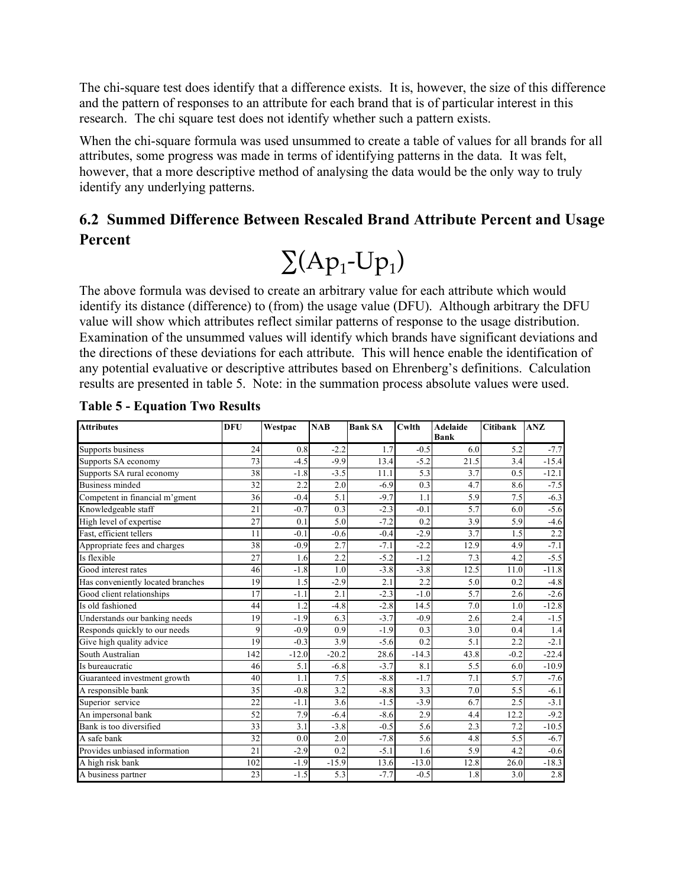The chi-square test does identify that a difference exists. It is, however, the size of this difference and the pattern of responses to an attribute for each brand that is of particular interest in this research. The chi square test does not identify whether such a pattern exists.

When the chi-square formula was used unsummed to create a table of values for all brands for all attributes, some progress was made in terms of identifying patterns in the data. It was felt, however, that a more descriptive method of analysing the data would be the only way to truly identify any underlying patterns.

## 6.2 Summed Difference Between Rescaled Brand Attribute Percent and Usage Percent

$$\sum(Ap_1 - Up_1)$$

The above formula was devised to create an arbitrary value for each attribute which would identify its distance (difference) to (from) the usage value (DFU). Although arbitrary the DFU value will show which attributes reflect similar patterns of response to the usage distribution. Examination of the unsummed values will identify which brands have significant deviations and the directions of these deviations for each attribute. This will hence enable the identification of any potential evaluative or descriptive attributes based on Ehrenberg's definitions. Calculation results are presented in table 5. Note: in the summation process absolute values were used.

**Table 5 - Equation Two Results**

| Attributes | DFU | Westpac | NAB | Bank SA | Cwlth | Adelaide Bank | Citibank | ANZ |
|---|---|---|---|---|---|---|---|---|
| Supports business | 24 | 0.8 | -2.2 | 1.7 | -0.5 | 6.0 | 5.2 | -7.7 |
| Supports SA economy | 73 | -4.5 | -9.9 | 13.4 | -5.2 | 21.5 | 3.4 | -15.4 |
| Supports SA rural economy | 38 | -1.8 | -3.5 | 11.1 | 5.3 | 3.7 | 0.5 | -12.1 |
| Business minded | 32 | 2.2 | 2.0 | -6.9 | 0.3 | 4.7 | 8.6 | -7.5 |
| Competent in financial m'gment | 36 | -0.4 | 5.1 | -9.7 | 1.1 | 5.9 | 7.5 | -6.3 |
| Knowledgeable staff | 21 | -0.7 | 0.3 | -2.3 | -0.1 | 5.7 | 6.0 | -5.6 |
| High level of expertise | 27 | 0.1 | 5.0 | -7.2 | 0.2 | 3.9 | 5.9 | -4.6 |
| Fast, efficient tellers | 11 | -0.1 | -0.6 | -0.4 | -2.9 | 3.7 | 1.5 | 2.2 |
| Appropriate fees and charges | 38 | -0.9 | 2.7 | -7.1 | -2.2 | 12.9 | 4.9 | -7.1 |
| Is flexible | 27 | 1.6 | 2.2 | -5.2 | -1.2 | 7.3 | 4.2 | -5.5 |
| Good interest rates | 46 | -1.8 | 1.0 | -3.8 | -3.8 | 12.5 | 11.0 | -11.8 |
| Has conveniently located branches | 19 | 1.5 | -2.9 | 2.1 | 2.2 | 5.0 | 0.2 | -4.8 |
| Good client relationships | 17 | -1.1 | 2.1 | -2.3 | -1.0 | 5.7 | 2.6 | -2.6 |
| Is old fashioned | 44 | 1.2 | -4.8 | -2.8 | 14.5 | 7.0 | 1.0 | -12.8 |
| Understands our banking needs | 19 | -1.9 | 6.3 | -3.7 | -0.9 | 2.6 | 2.4 | -1.5 |
| Responds quickly to our needs | 9 | -0.9 | 0.9 | -1.9 | 0.3 | 3.0 | 0.4 | 1.4 |
| Give high quality advice | 19 | -0.3 | 3.9 | -5.6 | 0.2 | 5.1 | 2.2 | -2.1 |
| South Australian | 142 | -12.0 | -20.2 | 28.6 | -14.3 | 43.8 | -0.2 | -22.4 |
| Is bureaucratic | 46 | 5.1 | -6.8 | -3.7 | 8.1 | 5.5 | 6.0 | -10.9 |
| Guaranteed investment growth | 40 | 1.1 | 7.5 | -8.8 | -1.7 | 7.1 | 5.7 | -7.6 |
| A responsible bank | 35 | -0.8 | 3.2 | -8.8 | 3.3 | 7.0 | 5.5 | -6.1 |
| Superior service | 22 | -1.1 | 3.6 | -1.5 | -3.9 | 6.7 | 2.5 | -3.1 |
| An impersonal bank | 52 | 7.9 | -6.4 | -8.6 | 2.9 | 4.4 | 12.2 | -9.2 |
| Bank is too diversified | 33 | 3.1 | -3.8 | -0.5 | 5.6 | 2.3 | 7.2 | -10.5 |
| A safe bank | 32 | 0.0 | 2.0 | -7.8 | 5.6 | 4.8 | 5.5 | -6.7 |
| Provides unbiased information | 21 | -2.9 | 0.2 | -5.1 | 1.6 | 5.9 | 4.2 | -0.6 |
| A high risk bank | 102 | -1.9 | -15.9 | 13.6 | -13.0 | 12.8 | 26.0 | -18.3 |
| A business partner | 23 | -1.5 | 5.3 | -7.7 | -0.5 | 1.8 | 3.0 | 2.8 |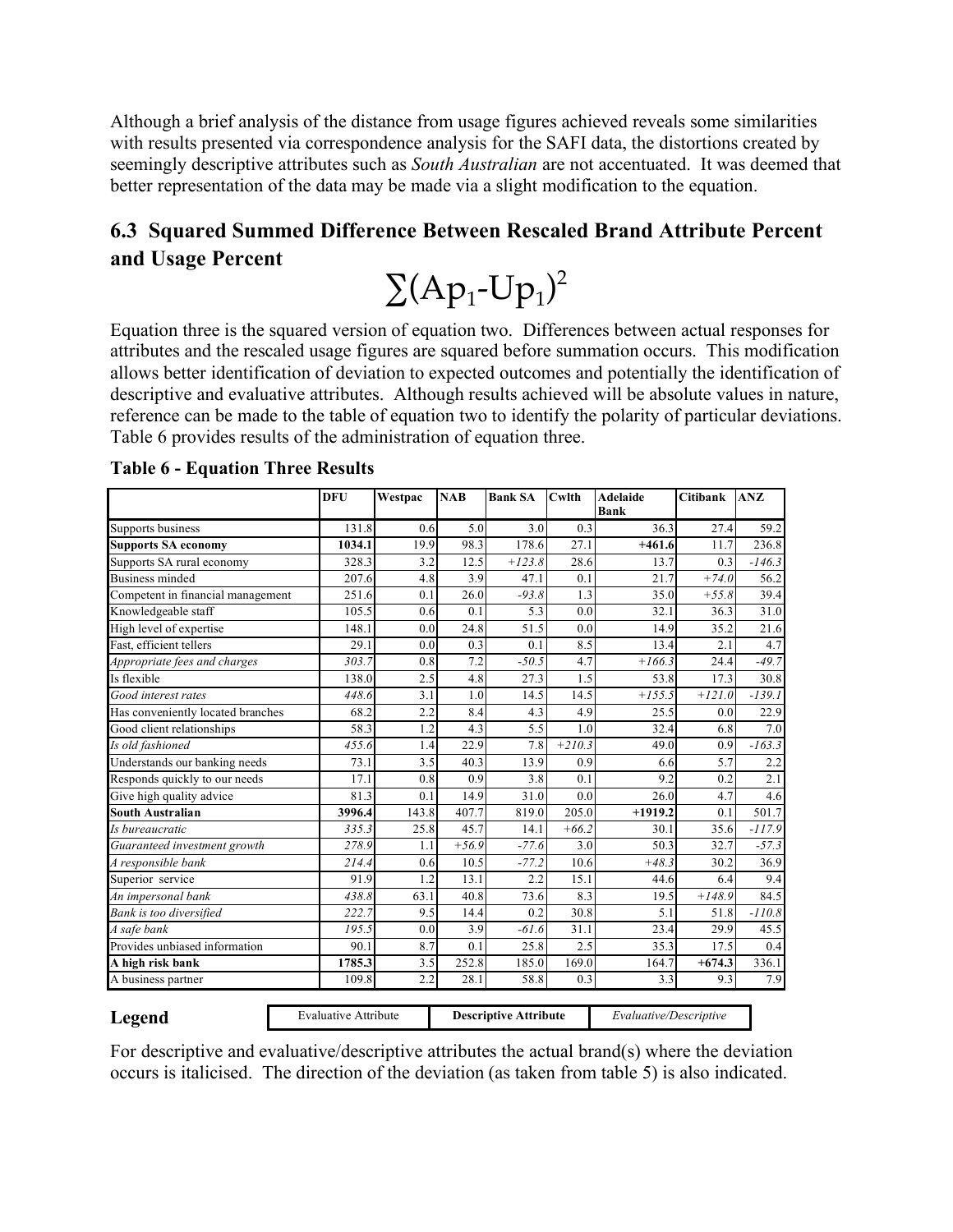Although a brief analysis of the distance from usage figures achieved reveals some similarities with results presented via correspondence analysis for the SAFI data, the distortions created by seemingly descriptive attributes such as *South Australian* are not accentuated. It was deemed that better representation of the data may be made via a slight modification to the equation.

## 6.3 Squared Summed Difference Between Rescaled Brand Attribute Percent and Usage Percent

$$\sum(Ap_1 - Up_1)^2$$

Equation three is the squared version of equation two. Differences between actual responses for attributes and the rescaled usage figures are squared before summation occurs. This modification allows better identification of deviation to expected outcomes and potentially the identification of descriptive and evaluative attributes. Although results achieved will be absolute values in nature, reference can be made to the table of equation two to identify the polarity of particular deviations. Table 6 provides results of the administration of equation three.

**Table 6 - Equation Three Results**

| | DFU | Westpac | NAB | Bank SA | Cwlth | Adelaide Bank | Citibank | ANZ |
|---|---|---|---|---|---|---|---|---|
| Supports business | 131.8 | 0.6 | 5.0 | 3.0 | 0.3 | 36.3 | 27.4 | 59.2 |
| **Supports SA economy** | **1034.1** | 19.9 | 98.3 | 178.6 | 27.1 | **+461.6** | 11.7 | 236.8 |
| Supports SA rural economy | 328.3 | 3.2 | 12.5 | *+123.8* | 28.6 | 13.7 | 0.3 | *-146.3* |
| Business minded | 207.6 | 4.8 | 3.9 | 47.1 | 0.1 | 21.7 | *+74.0* | 56.2 |
| Competent in financial management | 251.6 | 0.1 | 26.0 | *-93.8* | 1.3 | 35.0 | *+55.8* | 39.4 |
| Knowledgeable staff | 105.5 | 0.6 | 0.1 | 5.3 | 0.0 | 32.1 | 36.3 | 31.0 |
| High level of expertise | 148.1 | 0.0 | 24.8 | 51.5 | 0.0 | 14.9 | 35.2 | 21.6 |
| Fast, efficient tellers | 29.1 | 0.0 | 0.3 | 0.1 | 8.5 | 13.4 | 2.1 | 4.7 |
| *Appropriate fees and charges* | *303.7* | 0.8 | 7.2 | *-50.5* | 4.7 | *+166.3* | 24.4 | *-49.7* |
| Is flexible | 138.0 | 2.5 | 4.8 | 27.3 | 1.5 | 53.8 | 17.3 | 30.8 |
| *Good interest rates* | *448.6* | 3.1 | 1.0 | 14.5 | 14.5 | *+155.5* | *+121.0* | *-139.1* |
| Has conveniently located branches | 68.2 | 2.2 | 8.4 | 4.3 | 4.9 | 25.5 | 0.0 | 22.9 |
| Good client relationships | 58.3 | 1.2 | 4.3 | 5.5 | 1.0 | 32.4 | 6.8 | 7.0 |
| *Is old fashioned* | *455.6* | 1.4 | 22.9 | 7.8 | *+210.3* | 49.0 | 0.9 | *-163.3* |
| Understands our banking needs | 73.1 | 3.5 | 40.3 | 13.9 | 0.9 | 6.6 | 5.7 | 2.2 |
| Responds quickly to our needs | 17.1 | 0.8 | 0.9 | 3.8 | 0.1 | 9.2 | 0.2 | 2.1 |
| Give high quality advice | 81.3 | 0.1 | 14.9 | 31.0 | 0.0 | 26.0 | 4.7 | 4.6 |
| **South Australian** | **3996.4** | 143.8 | 407.7 | 819.0 | 205.0 | **+1919.2** | 0.1 | 501.7 |
| *Is bureaucratic* | *335.3* | 25.8 | 45.7 | 14.1 | *+66.2* | 30.1 | 35.6 | *-117.9* |
| *Guaranteed investment growth* | *278.9* | 1.1 | *+56.9* | *-77.6* | 3.0 | 50.3 | 32.7 | *-57.3* |
| *A responsible bank* | *214.4* | 0.6 | 10.5 | *-77.2* | 10.6 | *+48.3* | 30.2 | 36.9 |
| Superior service | 91.9 | 1.2 | 13.1 | 2.2 | 15.1 | 44.6 | 6.4 | 9.4 |
| *An impersonal bank* | *438.8* | 63.1 | 40.8 | 73.6 | 8.3 | 19.5 | *+148.9* | 84.5 |
| *Bank is too diversified* | *222.7* | 9.5 | 14.4 | 0.2 | 30.8 | 5.1 | 51.8 | *-110.8* |
| *A safe bank* | *195.5* | 0.0 | 3.9 | *-61.6* | 31.1 | 23.4 | 29.9 | 45.5 |
| Provides unbiased information | 90.1 | 8.7 | 0.1 | 25.8 | 2.5 | 35.3 | 17.5 | 0.4 |
| **A high risk bank** | **1785.3** | 3.5 | 252.8 | 185.0 | 169.0 | 164.7 | **+674.3** | 336.1 |
| A business partner | 109.8 | 2.2 | 28.1 | 58.8 | 0.3 | 3.3 | 9.3 | 7.9 |

**Legend**

| Evaluative Attribute | **Descriptive Attribute** | *Evaluative/Descriptive* |
|---|---|---|

For descriptive and evaluative/descriptive attributes the actual brand(s) where the deviation occurs is italicised. The direction of the deviation (as taken from table 5) is also indicated.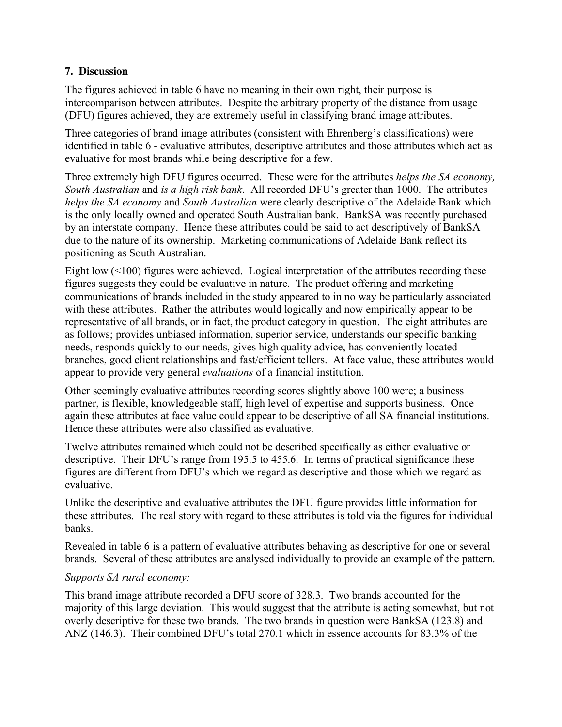## 7. Discussion

The figures achieved in table 6 have no meaning in their own right, their purpose is intercomparison between attributes. Despite the arbitrary property of the distance from usage (DFU) figures achieved, they are extremely useful in classifying brand image attributes.

Three categories of brand image attributes (consistent with Ehrenberg's classifications) were identified in table 6 - evaluative attributes, descriptive attributes and those attributes which act as evaluative for most brands while being descriptive for a few.

Three extremely high DFU figures occurred. These were for the attributes *helps the SA economy, South Australian* and *is a high risk bank*. All recorded DFU's greater than 1000. The attributes *helps the SA economy* and *South Australian* were clearly descriptive of the Adelaide Bank which is the only locally owned and operated South Australian bank. BankSA was recently purchased by an interstate company. Hence these attributes could be said to act descriptively of BankSA due to the nature of its ownership. Marketing communications of Adelaide Bank reflect its positioning as South Australian.

Eight low (<100) figures were achieved. Logical interpretation of the attributes recording these figures suggests they could be evaluative in nature. The product offering and marketing communications of brands included in the study appeared to in no way be particularly associated with these attributes. Rather the attributes would logically and now empirically appear to be representative of all brands, or in fact, the product category in question. The eight attributes are as follows; provides unbiased information, superior service, understands our specific banking needs, responds quickly to our needs, gives high quality advice, has conveniently located branches, good client relationships and fast/efficient tellers. At face value, these attributes would appear to provide very general *evaluations* of a financial institution.

Other seemingly evaluative attributes recording scores slightly above 100 were; a business partner, is flexible, knowledgeable staff, high level of expertise and supports business. Once again these attributes at face value could appear to be descriptive of all SA financial institutions. Hence these attributes were also classified as evaluative.

Twelve attributes remained which could not be described specifically as either evaluative or descriptive. Their DFU's range from 195.5 to 455.6. In terms of practical significance these figures are different from DFU's which we regard as descriptive and those which we regard as evaluative.

Unlike the descriptive and evaluative attributes the DFU figure provides little information for these attributes. The real story with regard to these attributes is told via the figures for individual banks.

Revealed in table 6 is a pattern of evaluative attributes behaving as descriptive for one or several brands. Several of these attributes are analysed individually to provide an example of the pattern.

*Supports SA rural economy:*

This brand image attribute recorded a DFU score of 328.3. Two brands accounted for the majority of this large deviation. This would suggest that the attribute is acting somewhat, but not overly descriptive for these two brands. The two brands in question were BankSA (123.8) and ANZ (146.3). Their combined DFU's total 270.1 which in essence accounts for 83.3% of the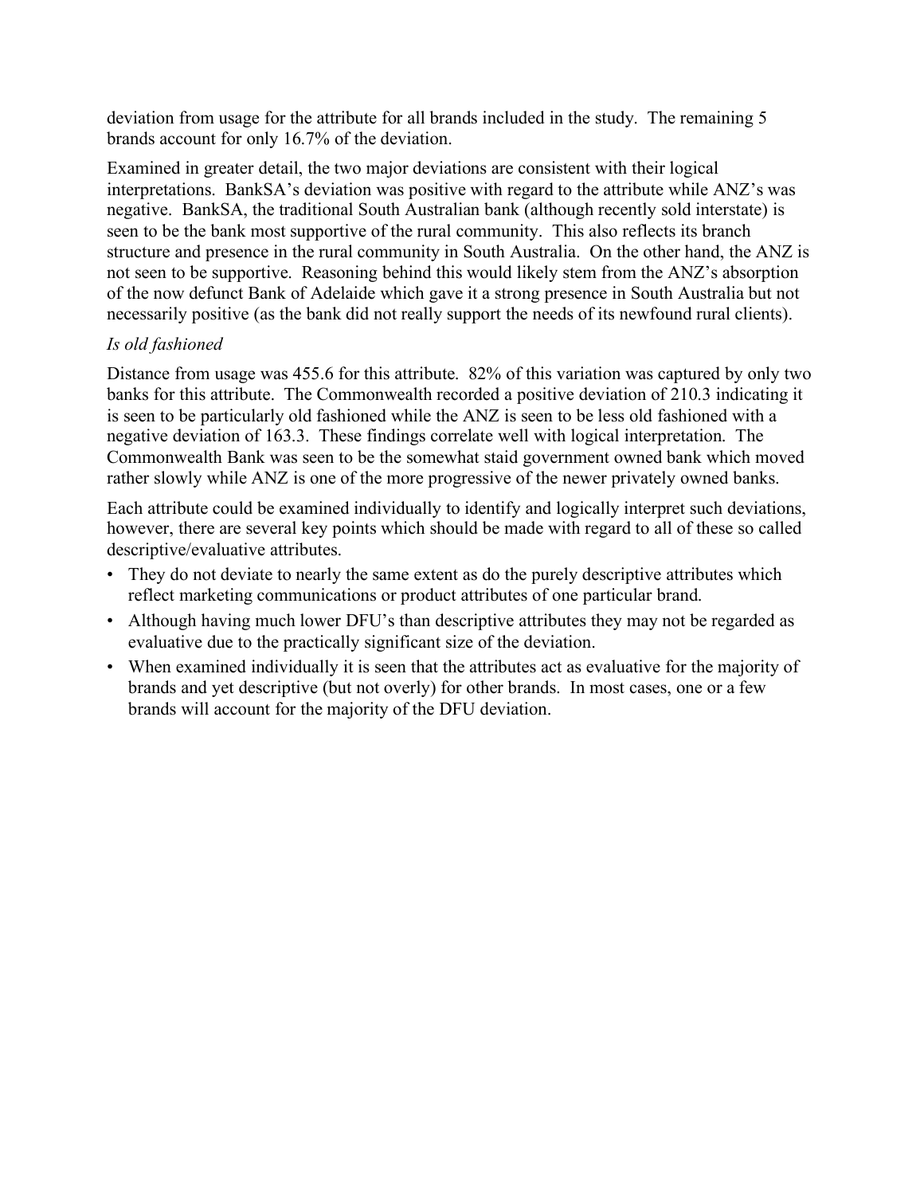deviation from usage for the attribute for all brands included in the study. The remaining 5 brands account for only 16.7% of the deviation.

Examined in greater detail, the two major deviations are consistent with their logical interpretations. BankSA's deviation was positive with regard to the attribute while ANZ's was negative. BankSA, the traditional South Australian bank (although recently sold interstate) is seen to be the bank most supportive of the rural community. This also reflects its branch structure and presence in the rural community in South Australia. On the other hand, the ANZ is not seen to be supportive. Reasoning behind this would likely stem from the ANZ's absorption of the now defunct Bank of Adelaide which gave it a strong presence in South Australia but not necessarily positive (as the bank did not really support the needs of its newfound rural clients).

*Is old fashioned*

Distance from usage was 455.6 for this attribute. 82% of this variation was captured by only two banks for this attribute. The Commonwealth recorded a positive deviation of 210.3 indicating it is seen to be particularly old fashioned while the ANZ is seen to be less old fashioned with a negative deviation of 163.3. These findings correlate well with logical interpretation. The Commonwealth Bank was seen to be the somewhat staid government owned bank which moved rather slowly while ANZ is one of the more progressive of the newer privately owned banks.

Each attribute could be examined individually to identify and logically interpret such deviations, however, there are several key points which should be made with regard to all of these so called descriptive/evaluative attributes.

- They do not deviate to nearly the same extent as do the purely descriptive attributes which reflect marketing communications or product attributes of one particular brand.
- Although having much lower DFU's than descriptive attributes they may not be regarded as evaluative due to the practically significant size of the deviation.
- When examined individually it is seen that the attributes act as evaluative for the majority of brands and yet descriptive (but not overly) for other brands. In most cases, one or a few brands will account for the majority of the DFU deviation.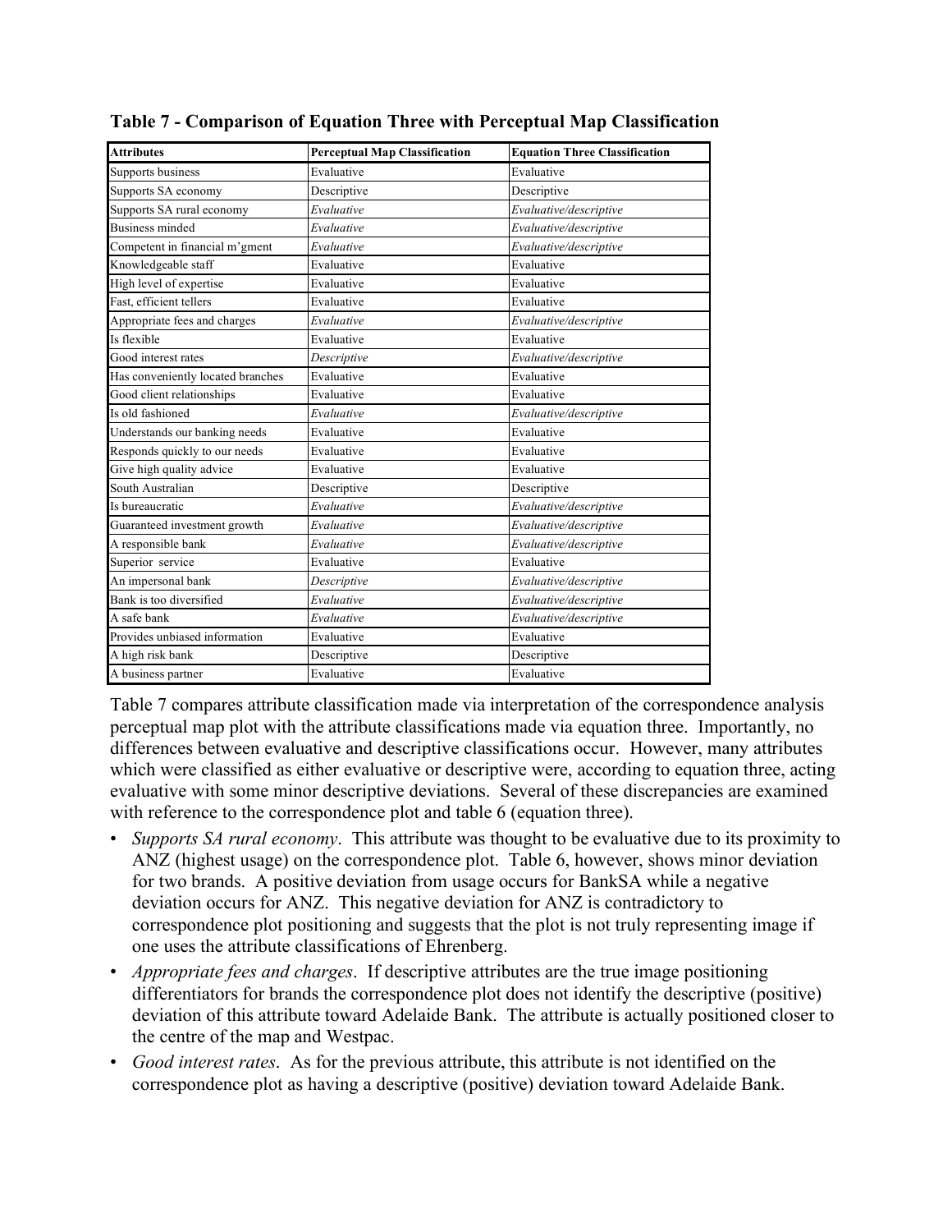**Table 7 - Comparison of Equation Three with Perceptual Map Classification**

| Attributes | Perceptual Map Classification | Equation Three Classification |
|---|---|---|
| Supports business | Evaluative | Evaluative |
| Supports SA economy | Descriptive | Descriptive |
| Supports SA rural economy | *Evaluative* | *Evaluative/descriptive* |
| Business minded | *Evaluative* | *Evaluative/descriptive* |
| Competent in financial m'gment | *Evaluative* | *Evaluative/descriptive* |
| Knowledgeable staff | Evaluative | Evaluative |
| High level of expertise | Evaluative | Evaluative |
| Fast, efficient tellers | Evaluative | Evaluative |
| Appropriate fees and charges | *Evaluative* | *Evaluative/descriptive* |
| Is flexible | Evaluative | Evaluative |
| Good interest rates | *Descriptive* | *Evaluative/descriptive* |
| Has conveniently located branches | Evaluative | Evaluative |
| Good client relationships | Evaluative | Evaluative |
| Is old fashioned | *Evaluative* | *Evaluative/descriptive* |
| Understands our banking needs | Evaluative | Evaluative |
| Responds quickly to our needs | Evaluative | Evaluative |
| Give high quality advice | Evaluative | Evaluative |
| South Australian | Descriptive | Descriptive |
| Is bureaucratic | *Evaluative* | *Evaluative/descriptive* |
| Guaranteed investment growth | *Evaluative* | *Evaluative/descriptive* |
| A responsible bank | *Evaluative* | *Evaluative/descriptive* |
| Superior service | Evaluative | Evaluative |
| An impersonal bank | *Descriptive* | *Evaluative/descriptive* |
| Bank is too diversified | *Evaluative* | *Evaluative/descriptive* |
| A safe bank | *Evaluative* | *Evaluative/descriptive* |
| Provides unbiased information | Evaluative | Evaluative |
| A high risk bank | Descriptive | Descriptive |
| A business partner | Evaluative | Evaluative |

Table 7 compares attribute classification made via interpretation of the correspondence analysis perceptual map plot with the attribute classifications made via equation three. Importantly, no differences between evaluative and descriptive classifications occur. However, many attributes which were classified as either evaluative or descriptive were, according to equation three, acting evaluative with some minor descriptive deviations. Several of these discrepancies are examined with reference to the correspondence plot and table 6 (equation three).

- *Supports SA rural economy*. This attribute was thought to be evaluative due to its proximity to ANZ (highest usage) on the correspondence plot. Table 6, however, shows minor deviation for two brands. A positive deviation from usage occurs for BankSA while a negative deviation occurs for ANZ. This negative deviation for ANZ is contradictory to correspondence plot positioning and suggests that the plot is not truly representing image if one uses the attribute classifications of Ehrenberg.
- *Appropriate fees and charges*. If descriptive attributes are the true image positioning differentiators for brands the correspondence plot does not identify the descriptive (positive) deviation of this attribute toward Adelaide Bank. The attribute is actually positioned closer to the centre of the map and Westpac.
- *Good interest rates*. As for the previous attribute, this attribute is not identified on the correspondence plot as having a descriptive (positive) deviation toward Adelaide Bank.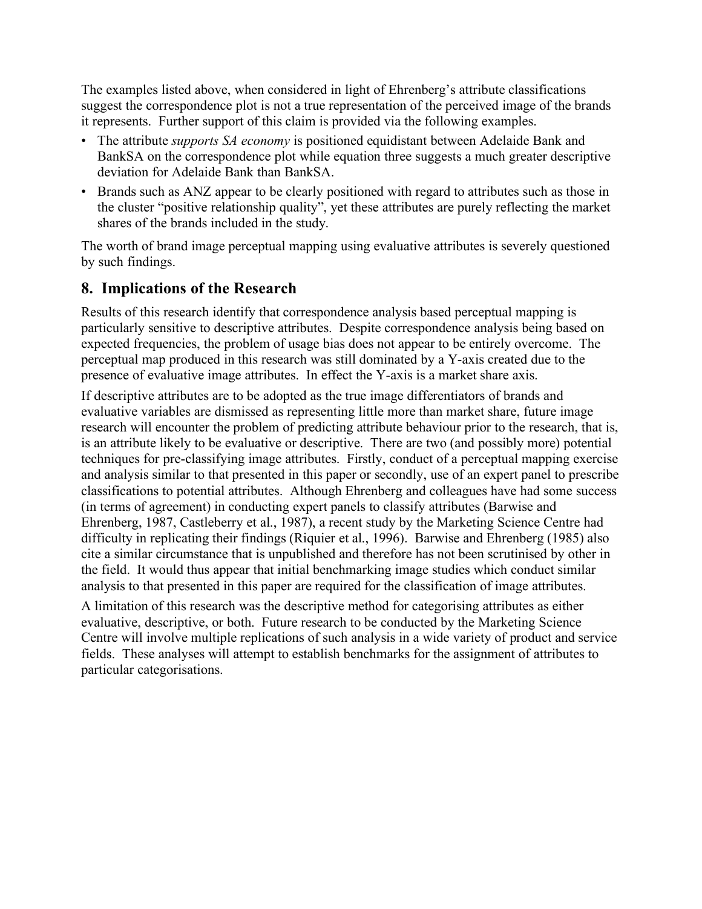The examples listed above, when considered in light of Ehrenberg's attribute classifications suggest the correspondence plot is not a true representation of the perceived image of the brands it represents. Further support of this claim is provided via the following examples.

- The attribute *supports SA economy* is positioned equidistant between Adelaide Bank and BankSA on the correspondence plot while equation three suggests a much greater descriptive deviation for Adelaide Bank than BankSA.
- Brands such as ANZ appear to be clearly positioned with regard to attributes such as those in the cluster "positive relationship quality", yet these attributes are purely reflecting the market shares of the brands included in the study.

The worth of brand image perceptual mapping using evaluative attributes is severely questioned by such findings.

## 8. Implications of the Research

Results of this research identify that correspondence analysis based perceptual mapping is particularly sensitive to descriptive attributes. Despite correspondence analysis being based on expected frequencies, the problem of usage bias does not appear to be entirely overcome. The perceptual map produced in this research was still dominated by a Y-axis created due to the presence of evaluative image attributes. In effect the Y-axis is a market share axis.

If descriptive attributes are to be adopted as the true image differentiators of brands and evaluative variables are dismissed as representing little more than market share, future image research will encounter the problem of predicting attribute behaviour prior to the research, that is, is an attribute likely to be evaluative or descriptive. There are two (and possibly more) potential techniques for pre-classifying image attributes. Firstly, conduct of a perceptual mapping exercise and analysis similar to that presented in this paper or secondly, use of an expert panel to prescribe classifications to potential attributes. Although Ehrenberg and colleagues have had some success (in terms of agreement) in conducting expert panels to classify attributes (Barwise and Ehrenberg, 1987, Castleberry et al., 1987), a recent study by the Marketing Science Centre had difficulty in replicating their findings (Riquier et al., 1996). Barwise and Ehrenberg (1985) also cite a similar circumstance that is unpublished and therefore has not been scrutinised by other in the field. It would thus appear that initial benchmarking image studies which conduct similar analysis to that presented in this paper are required for the classification of image attributes.

A limitation of this research was the descriptive method for categorising attributes as either evaluative, descriptive, or both. Future research to be conducted by the Marketing Science Centre will involve multiple replications of such analysis in a wide variety of product and service fields. These analyses will attempt to establish benchmarks for the assignment of attributes to particular categorisations.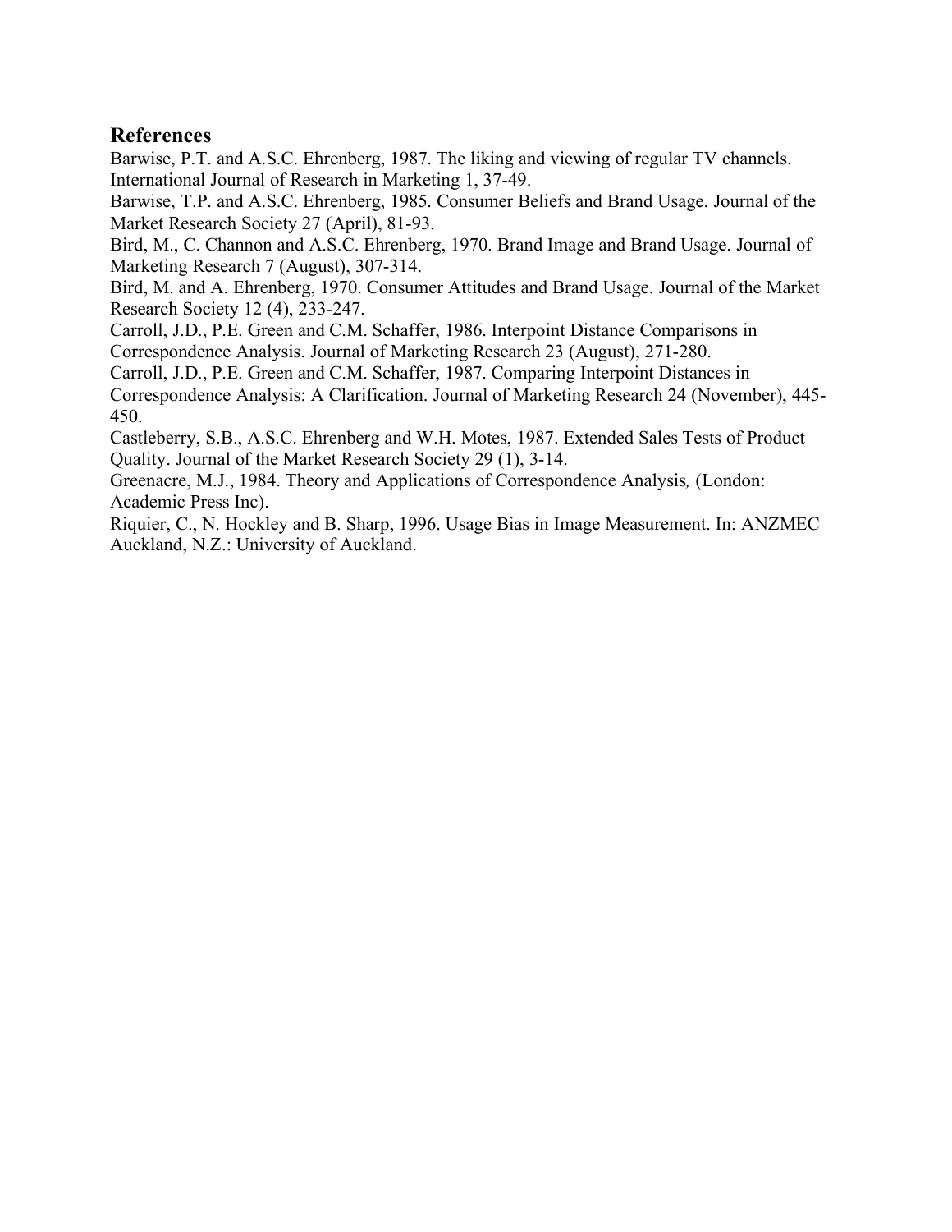## References

Barwise, P.T. and A.S.C. Ehrenberg, 1987. The liking and viewing of regular TV channels. International Journal of Research in Marketing 1, 37-49.

Barwise, T.P. and A.S.C. Ehrenberg, 1985. Consumer Beliefs and Brand Usage. Journal of the Market Research Society 27 (April), 81-93.

Bird, M., C. Channon and A.S.C. Ehrenberg, 1970. Brand Image and Brand Usage. Journal of Marketing Research 7 (August), 307-314.

Bird, M. and A. Ehrenberg, 1970. Consumer Attitudes and Brand Usage. Journal of the Market Research Society 12 (4), 233-247.

Carroll, J.D., P.E. Green and C.M. Schaffer, 1986. Interpoint Distance Comparisons in Correspondence Analysis. Journal of Marketing Research 23 (August), 271-280.

Carroll, J.D., P.E. Green and C.M. Schaffer, 1987. Comparing Interpoint Distances in Correspondence Analysis: A Clarification. Journal of Marketing Research 24 (November), 445-450.

Castleberry, S.B., A.S.C. Ehrenberg and W.H. Motes, 1987. Extended Sales Tests of Product Quality. Journal of the Market Research Society 29 (1), 3-14.

Greenacre, M.J., 1984. Theory and Applications of Correspondence Analysis*,* (London: Academic Press Inc).

Riquier, C., N. Hockley and B. Sharp, 1996. Usage Bias in Image Measurement. In: ANZMEC Auckland, N.Z.: University of Auckland.